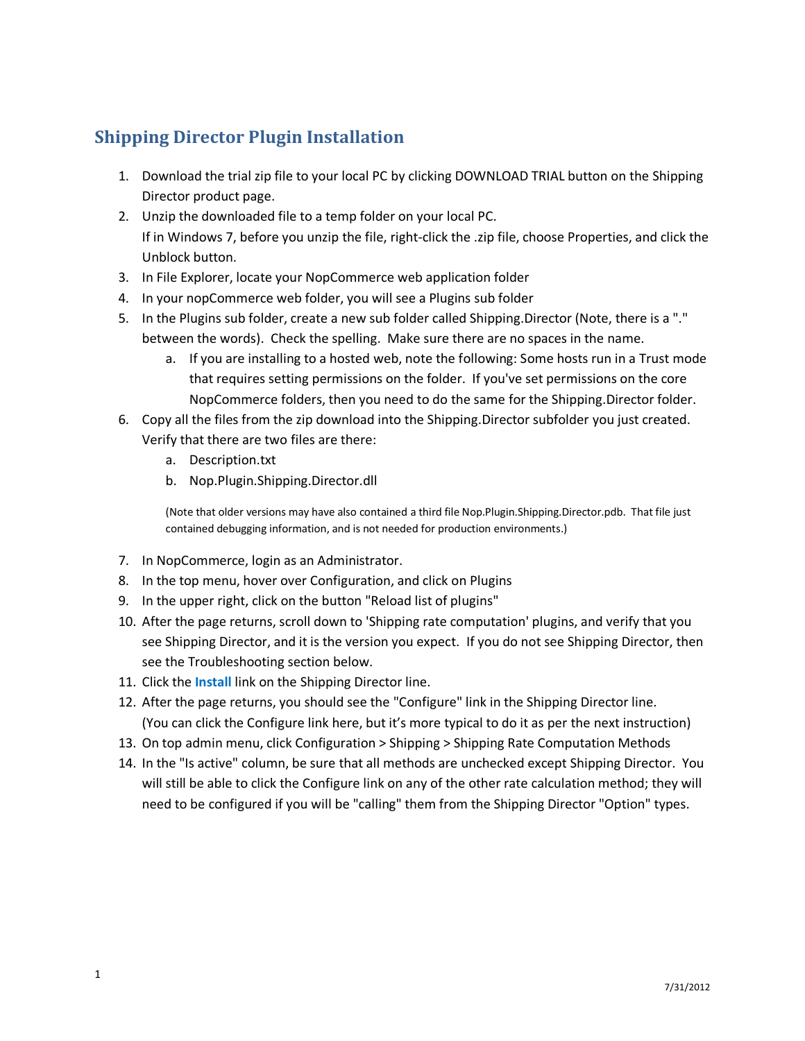## Shipping Director Plugin Installation

1. Download the trial zip file to your local PC by clicking DOWNLOAD TRIAL button on the Shipping Director product page.
2. Unzip the downloaded file to a temp folder on your local PC.
   If in Windows 7, before you unzip the file, right-click the .zip file, choose Properties, and click the Unblock button.
3. In File Explorer, locate your NopCommerce web application folder
4. In your nopCommerce web folder, you will see a Plugins sub folder
5. In the Plugins sub folder, create a new sub folder called Shipping.Director (Note, there is a "." between the words). Check the spelling. Make sure there are no spaces in the name.
   a. If you are installing to a hosted web, note the following: Some hosts run in a Trust mode that requires setting permissions on the folder. If you've set permissions on the core NopCommerce folders, then you need to do the same for the Shipping.Director folder.
6. Copy all the files from the zip download into the Shipping.Director subfolder you just created. Verify that there are two files are there:
   a. Description.txt
   b. Nop.Plugin.Shipping.Director.dll

   (Note that older versions may have also contained a third file Nop.Plugin.Shipping.Director.pdb. That file just contained debugging information, and is not needed for production environments.)
7. In NopCommerce, login as an Administrator.
8. In the top menu, hover over Configuration, and click on Plugins
9. In the upper right, click on the button "Reload list of plugins"
10. After the page returns, scroll down to 'Shipping rate computation' plugins, and verify that you see Shipping Director, and it is the version you expect. If you do not see Shipping Director, then see the Troubleshooting section below.
11. Click the **Install** link on the Shipping Director line.
12. After the page returns, you should see the "Configure" link in the Shipping Director line.
    (You can click the Configure link here, but it's more typical to do it as per the next instruction)
13. On top admin menu, click Configuration > Shipping > Shipping Rate Computation Methods
14. In the "Is active" column, be sure that all methods are unchecked except Shipping Director. You will still be able to click the Configure link on any of the other rate calculation method; they will need to be configured if you will be "calling" them from the Shipping Director "Option" types.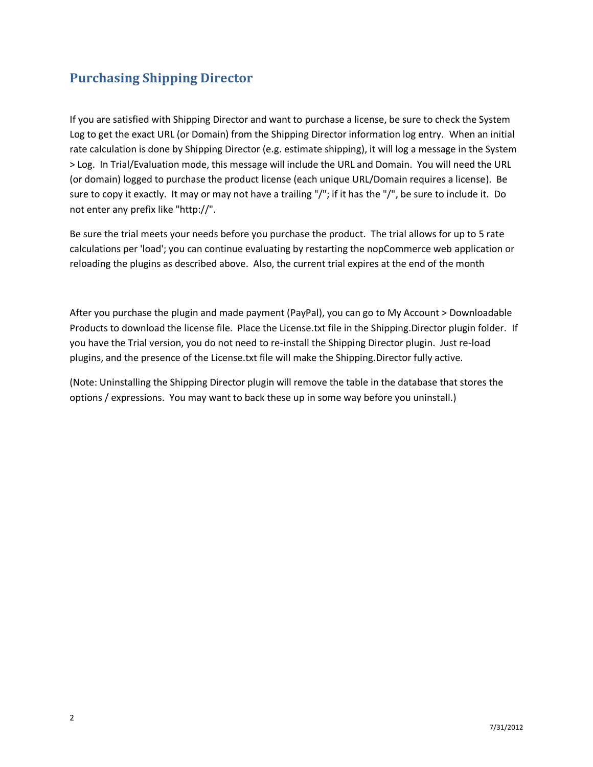## Purchasing Shipping Director

If you are satisfied with Shipping Director and want to purchase a license, be sure to check the System Log to get the exact URL (or Domain) from the Shipping Director information log entry. When an initial rate calculation is done by Shipping Director (e.g. estimate shipping), it will log a message in the System > Log. In Trial/Evaluation mode, this message will include the URL and Domain. You will need the URL (or domain) logged to purchase the product license (each unique URL/Domain requires a license). Be sure to copy it exactly. It may or may not have a trailing "/"; if it has the "/", be sure to include it. Do not enter any prefix like "http://".

Be sure the trial meets your needs before you purchase the product. The trial allows for up to 5 rate calculations per 'load'; you can continue evaluating by restarting the nopCommerce web application or reloading the plugins as described above. Also, the current trial expires at the end of the month

After you purchase the plugin and made payment (PayPal), you can go to My Account > Downloadable Products to download the license file. Place the License.txt file in the Shipping.Director plugin folder. If you have the Trial version, you do not need to re-install the Shipping Director plugin. Just re-load plugins, and the presence of the License.txt file will make the Shipping.Director fully active.

(Note: Uninstalling the Shipping Director plugin will remove the table in the database that stores the options / expressions. You may want to back these up in some way before you uninstall.)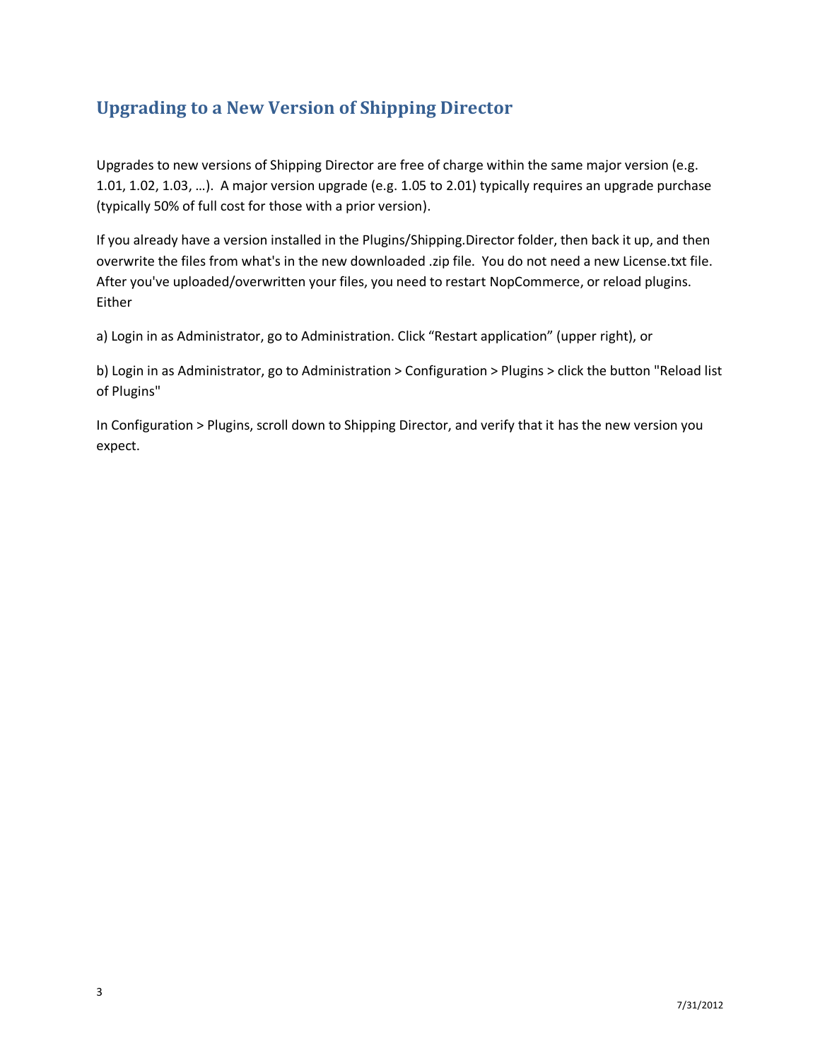## Upgrading to a New Version of Shipping Director

Upgrades to new versions of Shipping Director are free of charge within the same major version (e.g. 1.01, 1.02, 1.03, …). A major version upgrade (e.g. 1.05 to 2.01) typically requires an upgrade purchase (typically 50% of full cost for those with a prior version).

If you already have a version installed in the Plugins/Shipping.Director folder, then back it up, and then overwrite the files from what's in the new downloaded .zip file. You do not need a new License.txt file. After you've uploaded/overwritten your files, you need to restart NopCommerce, or reload plugins. Either

a) Login in as Administrator, go to Administration. Click "Restart application" (upper right), or

b) Login in as Administrator, go to Administration > Configuration > Plugins > click the button "Reload list of Plugins"

In Configuration > Plugins, scroll down to Shipping Director, and verify that it has the new version you expect.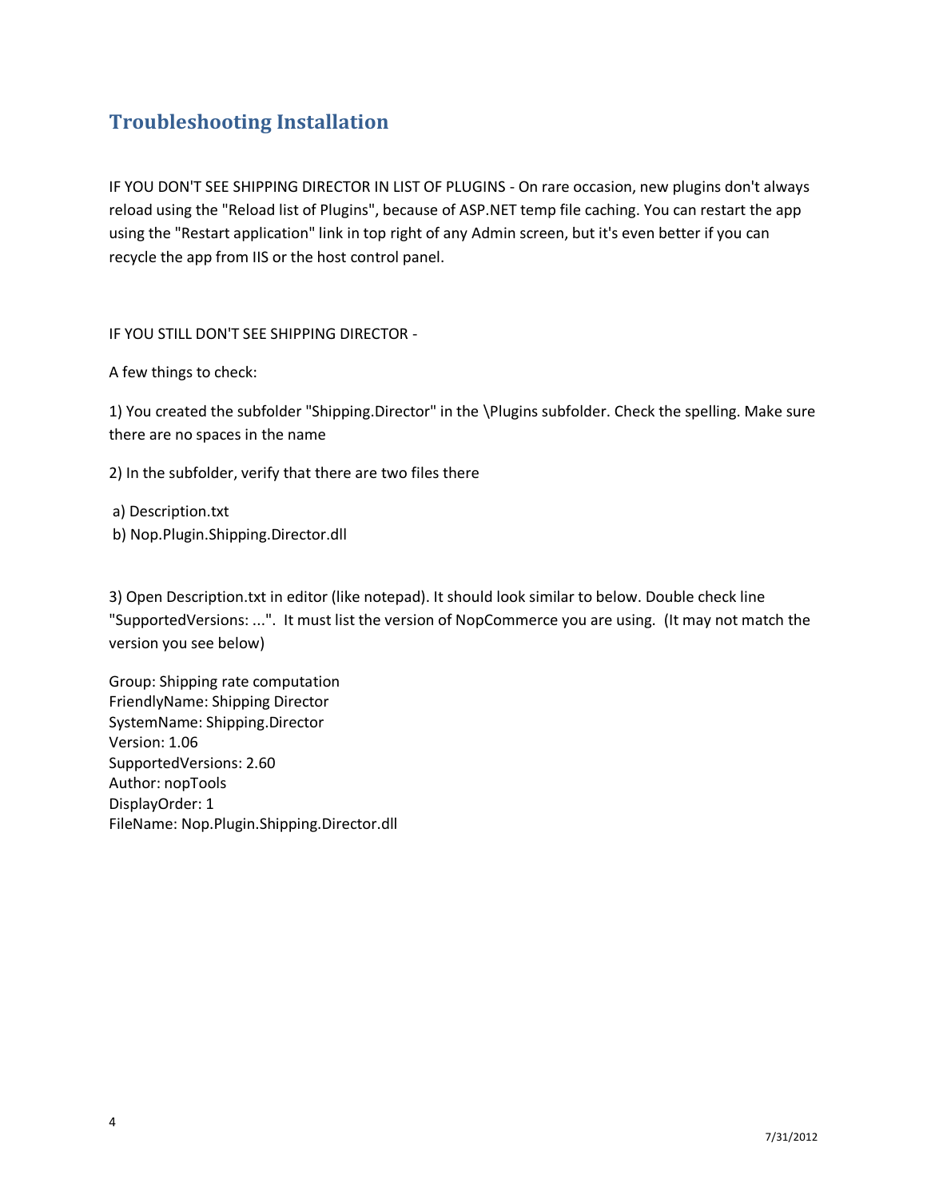## Troubleshooting Installation

IF YOU DON'T SEE SHIPPING DIRECTOR IN LIST OF PLUGINS - On rare occasion, new plugins don't always reload using the "Reload list of Plugins", because of ASP.NET temp file caching. You can restart the app using the "Restart application" link in top right of any Admin screen, but it's even better if you can recycle the app from IIS or the host control panel.

IF YOU STILL DON'T SEE SHIPPING DIRECTOR -

A few things to check:

1) You created the subfolder "Shipping.Director" in the \Plugins subfolder. Check the spelling. Make sure there are no spaces in the name

2) In the subfolder, verify that there are two files there

a) Description.txt
b) Nop.Plugin.Shipping.Director.dll

3) Open Description.txt in editor (like notepad). It should look similar to below. Double check line "SupportedVersions: ...". It must list the version of NopCommerce you are using. (It may not match the version you see below)

```
Group: Shipping rate computation
FriendlyName: Shipping Director
SystemName: Shipping.Director
Version: 1.06
SupportedVersions: 2.60
Author: nopTools
DisplayOrder: 1
FileName: Nop.Plugin.Shipping.Director.dll
```